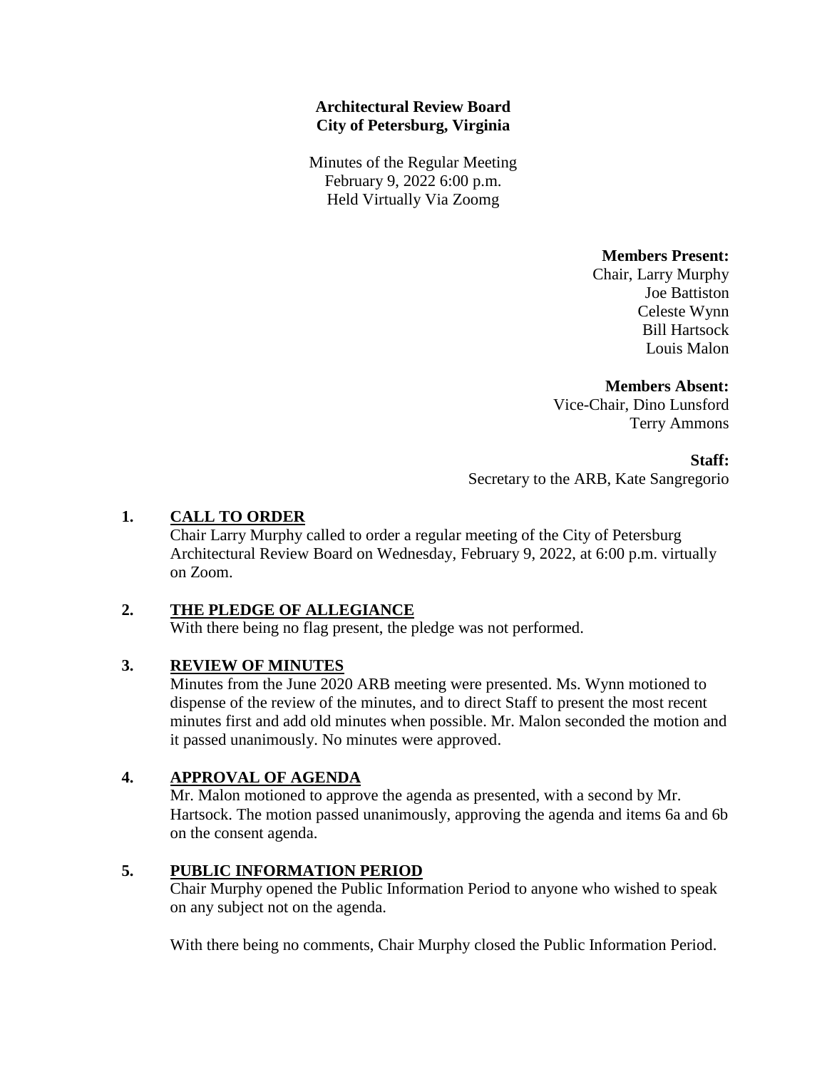**Architectural Review Board**
**City of Petersburg, Virginia**

Minutes of the Regular Meeting
February 9, 2022 6:00 p.m.
Held Virtually Via Zoomg

**Members Present:**
Chair, Larry Murphy
Joe Battiston
Celeste Wynn
Bill Hartsock
Louis Malon

**Members Absent:**
Vice-Chair, Dino Lunsford
Terry Ammons

**Staff:**
Secretary to the ARB, Kate Sangregorio

## 1. CALL TO ORDER

Chair Larry Murphy called to order a regular meeting of the City of Petersburg Architectural Review Board on Wednesday, February 9, 2022, at 6:00 p.m. virtually on Zoom.

## 2. THE PLEDGE OF ALLEGIANCE

With there being no flag present, the pledge was not performed.

## 3. REVIEW OF MINUTES

Minutes from the June 2020 ARB meeting were presented. Ms. Wynn motioned to dispense of the review of the minutes, and to direct Staff to present the most recent minutes first and add old minutes when possible. Mr. Malon seconded the motion and it passed unanimously. No minutes were approved.

## 4. APPROVAL OF AGENDA

Mr. Malon motioned to approve the agenda as presented, with a second by Mr. Hartsock. The motion passed unanimously, approving the agenda and items 6a and 6b on the consent agenda.

## 5. PUBLIC INFORMATION PERIOD

Chair Murphy opened the Public Information Period to anyone who wished to speak on any subject not on the agenda.

With there being no comments, Chair Murphy closed the Public Information Period.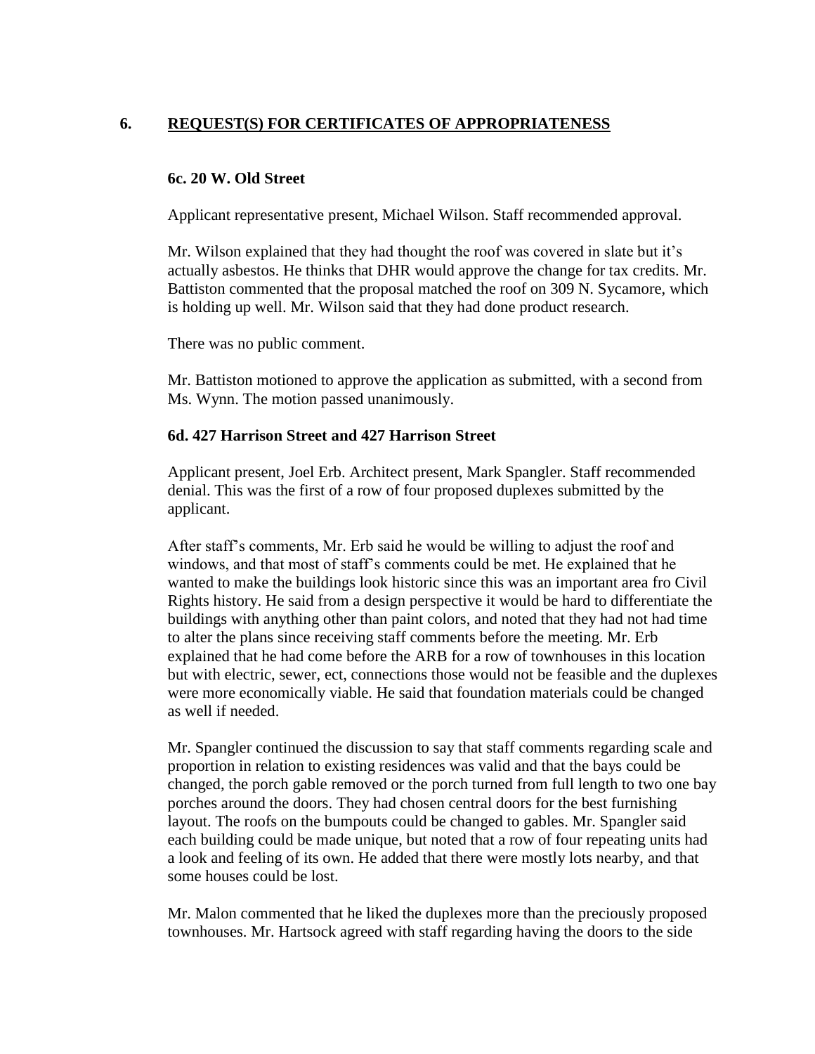## 6. REQUEST(S) FOR CERTIFICATES OF APPROPRIATENESS

### 6c. 20 W. Old Street

Applicant representative present, Michael Wilson. Staff recommended approval.

Mr. Wilson explained that they had thought the roof was covered in slate but it's actually asbestos. He thinks that DHR would approve the change for tax credits. Mr. Battiston commented that the proposal matched the roof on 309 N. Sycamore, which is holding up well. Mr. Wilson said that they had done product research.

There was no public comment.

Mr. Battiston motioned to approve the application as submitted, with a second from Ms. Wynn. The motion passed unanimously.

### 6d. 427 Harrison Street and 427 Harrison Street

Applicant present, Joel Erb. Architect present, Mark Spangler. Staff recommended denial. This was the first of a row of four proposed duplexes submitted by the applicant.

After staff's comments, Mr. Erb said he would be willing to adjust the roof and windows, and that most of staff's comments could be met. He explained that he wanted to make the buildings look historic since this was an important area fro Civil Rights history. He said from a design perspective it would be hard to differentiate the buildings with anything other than paint colors, and noted that they had not had time to alter the plans since receiving staff comments before the meeting. Mr. Erb explained that he had come before the ARB for a row of townhouses in this location but with electric, sewer, ect, connections those would not be feasible and the duplexes were more economically viable. He said that foundation materials could be changed as well if needed.

Mr. Spangler continued the discussion to say that staff comments regarding scale and proportion in relation to existing residences was valid and that the bays could be changed, the porch gable removed or the porch turned from full length to two one bay porches around the doors. They had chosen central doors for the best furnishing layout. The roofs on the bumpouts could be changed to gables. Mr. Spangler said each building could be made unique, but noted that a row of four repeating units had a look and feeling of its own. He added that there were mostly lots nearby, and that some houses could be lost.

Mr. Malon commented that he liked the duplexes more than the preciously proposed townhouses. Mr. Hartsock agreed with staff regarding having the doors to the side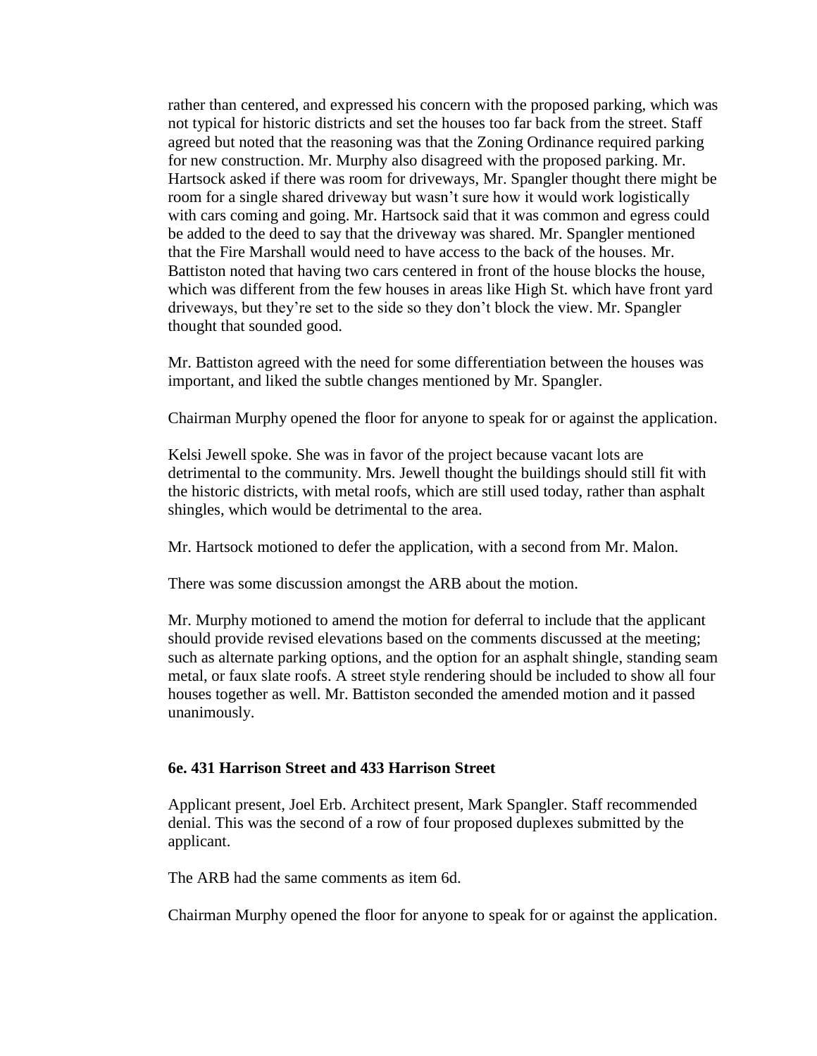rather than centered, and expressed his concern with the proposed parking, which was not typical for historic districts and set the houses too far back from the street. Staff agreed but noted that the reasoning was that the Zoning Ordinance required parking for new construction. Mr. Murphy also disagreed with the proposed parking. Mr. Hartsock asked if there was room for driveways, Mr. Spangler thought there might be room for a single shared driveway but wasn't sure how it would work logistically with cars coming and going. Mr. Hartsock said that it was common and egress could be added to the deed to say that the driveway was shared. Mr. Spangler mentioned that the Fire Marshall would need to have access to the back of the houses. Mr. Battiston noted that having two cars centered in front of the house blocks the house, which was different from the few houses in areas like High St. which have front yard driveways, but they're set to the side so they don't block the view. Mr. Spangler thought that sounded good.

Mr. Battiston agreed with the need for some differentiation between the houses was important, and liked the subtle changes mentioned by Mr. Spangler.

Chairman Murphy opened the floor for anyone to speak for or against the application.

Kelsi Jewell spoke. She was in favor of the project because vacant lots are detrimental to the community. Mrs. Jewell thought the buildings should still fit with the historic districts, with metal roofs, which are still used today, rather than asphalt shingles, which would be detrimental to the area.

Mr. Hartsock motioned to defer the application, with a second from Mr. Malon.

There was some discussion amongst the ARB about the motion.

Mr. Murphy motioned to amend the motion for deferral to include that the applicant should provide revised elevations based on the comments discussed at the meeting; such as alternate parking options, and the option for an asphalt shingle, standing seam metal, or faux slate roofs. A street style rendering should be included to show all four houses together as well. Mr. Battiston seconded the amended motion and it passed unanimously.

### 6e. 431 Harrison Street and 433 Harrison Street

Applicant present, Joel Erb. Architect present, Mark Spangler. Staff recommended denial. This was the second of a row of four proposed duplexes submitted by the applicant.

The ARB had the same comments as item 6d.

Chairman Murphy opened the floor for anyone to speak for or against the application.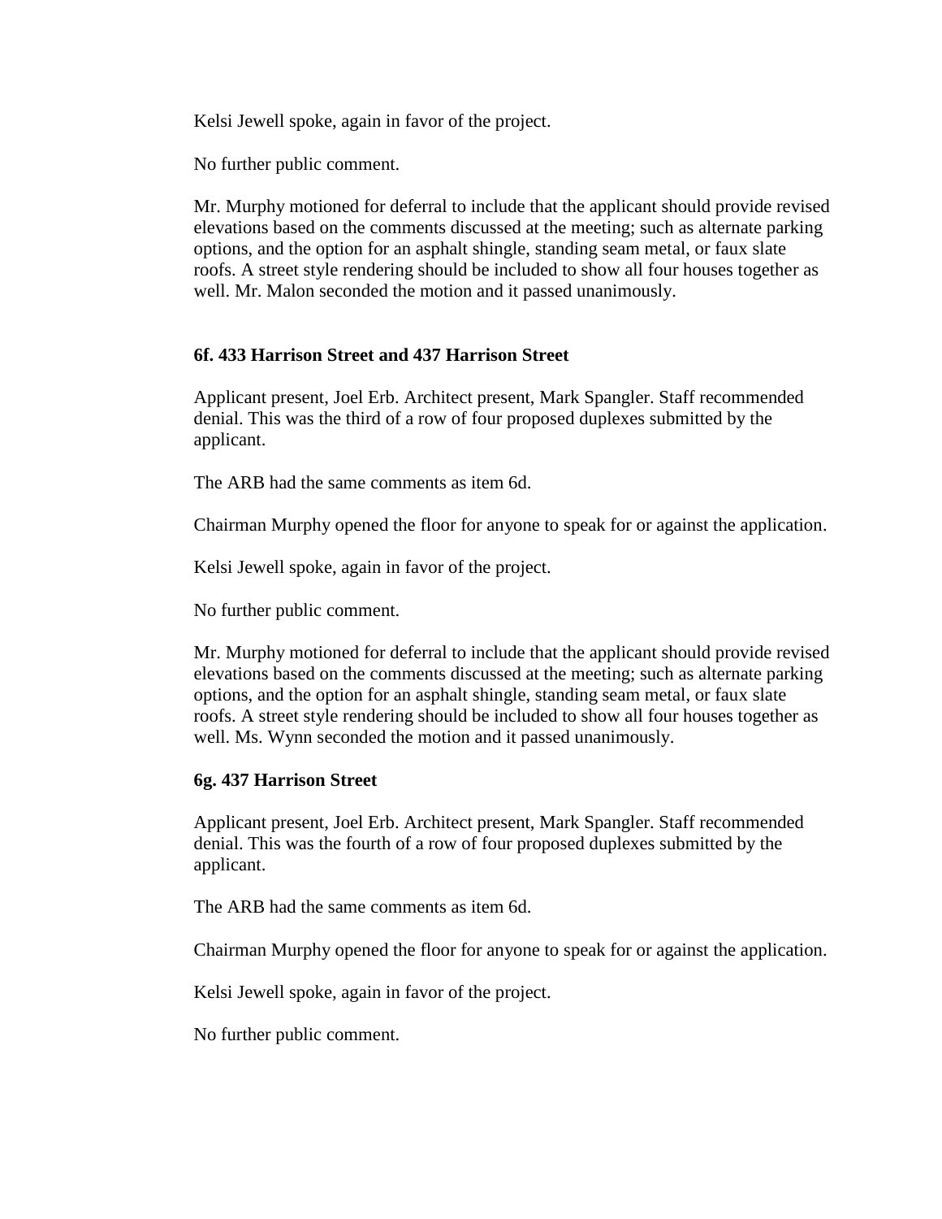Kelsi Jewell spoke, again in favor of the project.

No further public comment.

Mr. Murphy motioned for deferral to include that the applicant should provide revised elevations based on the comments discussed at the meeting; such as alternate parking options, and the option for an asphalt shingle, standing seam metal, or faux slate roofs. A street style rendering should be included to show all four houses together as well. Mr. Malon seconded the motion and it passed unanimously.

**6f. 433 Harrison Street and 437 Harrison Street**

Applicant present, Joel Erb. Architect present, Mark Spangler. Staff recommended denial. This was the third of a row of four proposed duplexes submitted by the applicant.

The ARB had the same comments as item 6d.

Chairman Murphy opened the floor for anyone to speak for or against the application.

Kelsi Jewell spoke, again in favor of the project.

No further public comment.

Mr. Murphy motioned for deferral to include that the applicant should provide revised elevations based on the comments discussed at the meeting; such as alternate parking options, and the option for an asphalt shingle, standing seam metal, or faux slate roofs. A street style rendering should be included to show all four houses together as well. Ms. Wynn seconded the motion and it passed unanimously.

**6g. 437 Harrison Street**

Applicant present, Joel Erb. Architect present, Mark Spangler. Staff recommended denial. This was the fourth of a row of four proposed duplexes submitted by the applicant.

The ARB had the same comments as item 6d.

Chairman Murphy opened the floor for anyone to speak for or against the application.

Kelsi Jewell spoke, again in favor of the project.

No further public comment.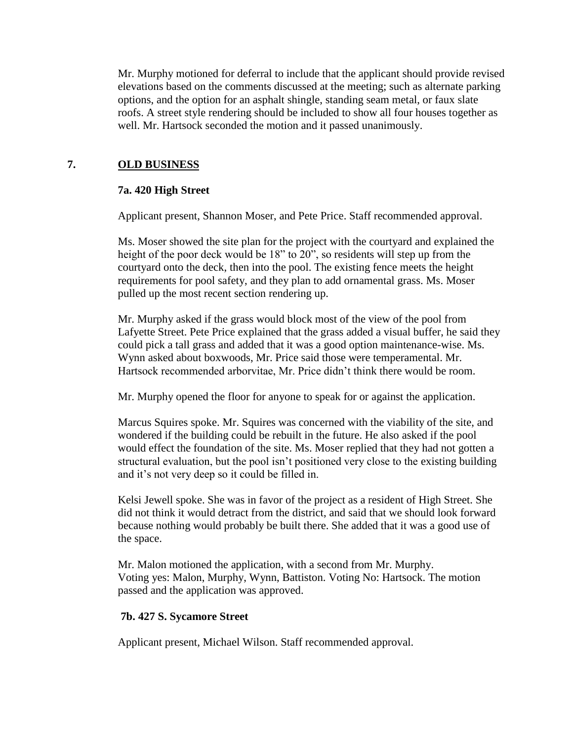Mr. Murphy motioned for deferral to include that the applicant should provide revised elevations based on the comments discussed at the meeting; such as alternate parking options, and the option for an asphalt shingle, standing seam metal, or faux slate roofs. A street style rendering should be included to show all four houses together as well. Mr. Hartsock seconded the motion and it passed unanimously.

## 7. OLD BUSINESS

### 7a. 420 High Street

Applicant present, Shannon Moser, and Pete Price. Staff recommended approval.

Ms. Moser showed the site plan for the project with the courtyard and explained the height of the poor deck would be 18" to 20", so residents will step up from the courtyard onto the deck, then into the pool. The existing fence meets the height requirements for pool safety, and they plan to add ornamental grass. Ms. Moser pulled up the most recent section rendering up.

Mr. Murphy asked if the grass would block most of the view of the pool from Lafayette Street. Pete Price explained that the grass added a visual buffer, he said they could pick a tall grass and added that it was a good option maintenance-wise. Ms. Wynn asked about boxwoods, Mr. Price said those were temperamental. Mr. Hartsock recommended arborvitae, Mr. Price didn't think there would be room.

Mr. Murphy opened the floor for anyone to speak for or against the application.

Marcus Squires spoke. Mr. Squires was concerned with the viability of the site, and wondered if the building could be rebuilt in the future. He also asked if the pool would effect the foundation of the site. Ms. Moser replied that they had not gotten a structural evaluation, but the pool isn't positioned very close to the existing building and it's not very deep so it could be filled in.

Kelsi Jewell spoke. She was in favor of the project as a resident of High Street. She did not think it would detract from the district, and said that we should look forward because nothing would probably be built there. She added that it was a good use of the space.

Mr. Malon motioned the application, with a second from Mr. Murphy. Voting yes: Malon, Murphy, Wynn, Battiston. Voting No: Hartsock. The motion passed and the application was approved.

### 7b. 427 S. Sycamore Street

Applicant present, Michael Wilson. Staff recommended approval.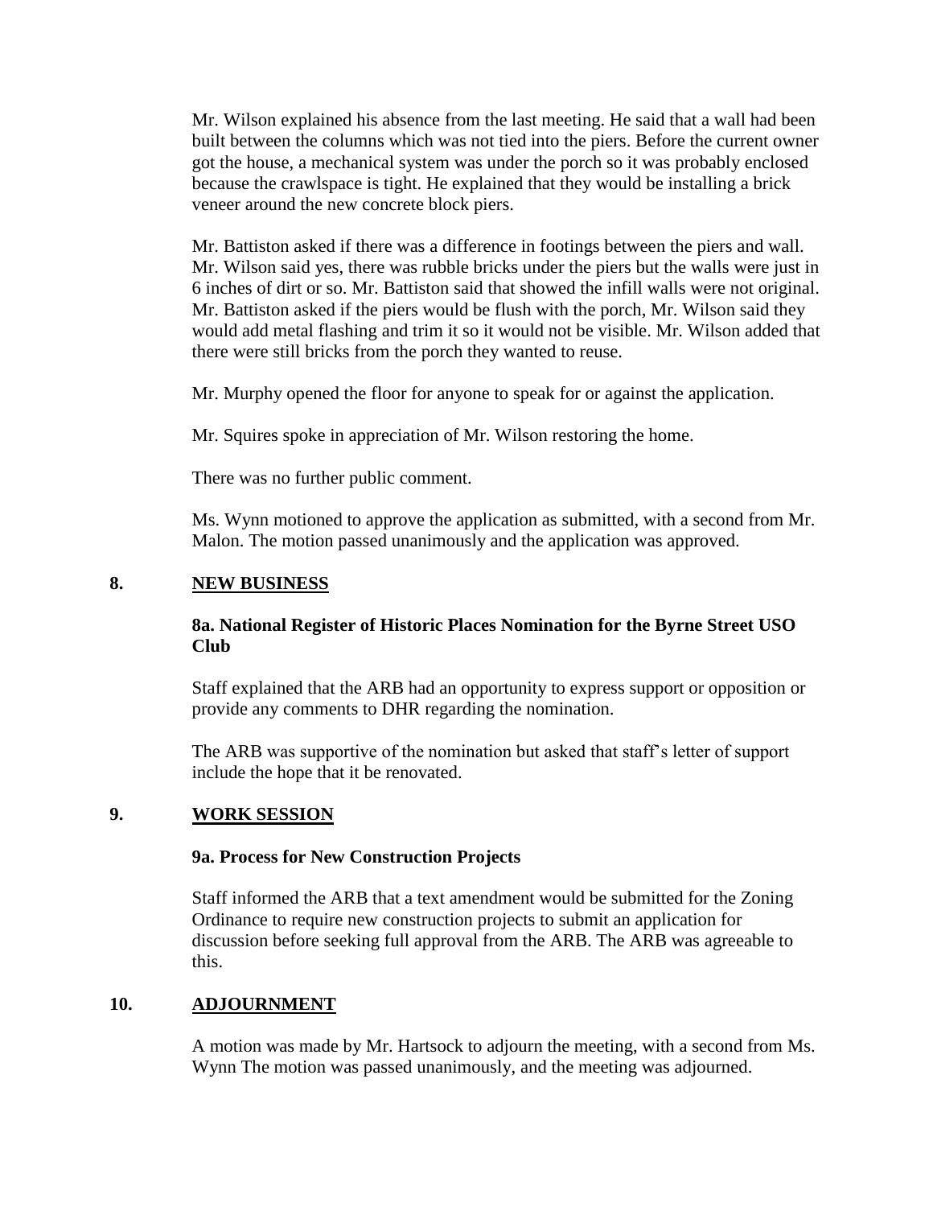Mr. Wilson explained his absence from the last meeting. He said that a wall had been built between the columns which was not tied into the piers. Before the current owner got the house, a mechanical system was under the porch so it was probably enclosed because the crawlspace is tight. He explained that they would be installing a brick veneer around the new concrete block piers.

Mr. Battiston asked if there was a difference in footings between the piers and wall. Mr. Wilson said yes, there was rubble bricks under the piers but the walls were just in 6 inches of dirt or so. Mr. Battiston said that showed the infill walls were not original. Mr. Battiston asked if the piers would be flush with the porch, Mr. Wilson said they would add metal flashing and trim it so it would not be visible. Mr. Wilson added that there were still bricks from the porch they wanted to reuse.

Mr. Murphy opened the floor for anyone to speak for or against the application.

Mr. Squires spoke in appreciation of Mr. Wilson restoring the home.

There was no further public comment.

Ms. Wynn motioned to approve the application as submitted, with a second from Mr. Malon. The motion passed unanimously and the application was approved.

## 8. NEW BUSINESS

### 8a. National Register of Historic Places Nomination for the Byrne Street USO Club

Staff explained that the ARB had an opportunity to express support or opposition or provide any comments to DHR regarding the nomination.

The ARB was supportive of the nomination but asked that staff's letter of support include the hope that it be renovated.

## 9. WORK SESSION

### 9a. Process for New Construction Projects

Staff informed the ARB that a text amendment would be submitted for the Zoning Ordinance to require new construction projects to submit an application for discussion before seeking full approval from the ARB. The ARB was agreeable to this.

## 10. ADJOURNMENT

A motion was made by Mr. Hartsock to adjourn the meeting, with a second from Ms. Wynn The motion was passed unanimously, and the meeting was adjourned.